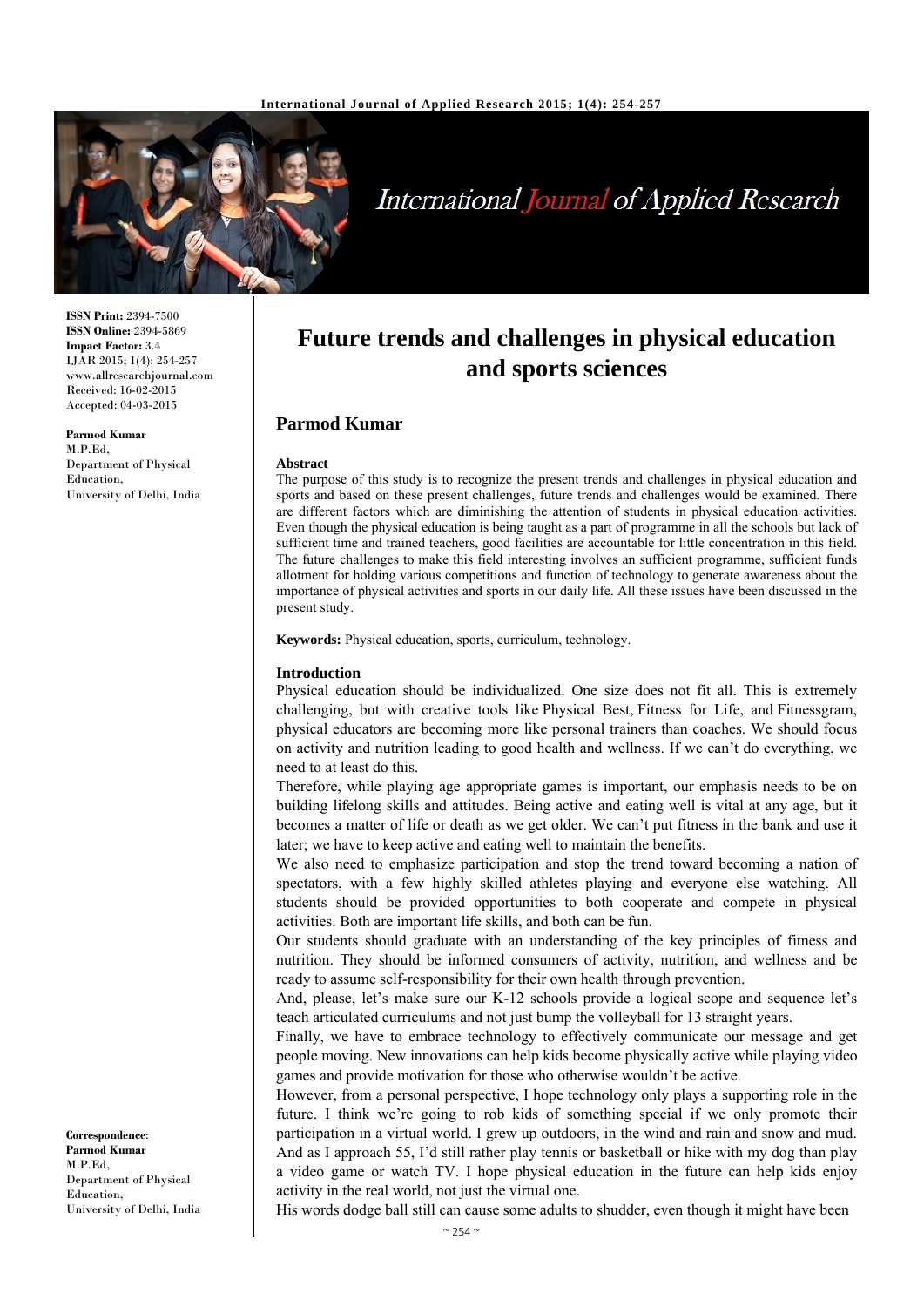# Future trends and challenges in physical education and sports sciences

**Parmod Kumar**

**ISSN Print:** 2394-7500
**ISSN Online:** 2394-5869
**Impact Factor:** 3.4
IJAR 2015; 1(4): 254-257
www.allresearchjournal.com
Received: 16-02-2015
Accepted: 04-03-2015

**Parmod Kumar**
M.P.Ed,
Department of Physical Education,
University of Delhi, India

**Correspondence**:
**Parmod Kumar**
M.P.Ed,
Department of Physical Education,
University of Delhi, India

### Abstract

The purpose of this study is to recognize the present trends and challenges in physical education and sports and based on these present challenges, future trends and challenges would be examined. There are different factors which are diminishing the attention of students in physical education activities. Even though the physical education is being taught as a part of programme in all the schools but lack of sufficient time and trained teachers, good facilities are accountable for little concentration in this field. The future challenges to make this field interesting involves an sufficient programme, sufficient funds allotment for holding various competitions and function of technology to generate awareness about the importance of physical activities and sports in our daily life. All these issues have been discussed in the present study.

**Keywords:** Physical education, sports, curriculum, technology.

### Introduction

Physical education should be individualized. One size does not fit all. This is extremely challenging, but with creative tools like Physical Best, Fitness for Life, and Fitnessgram, physical educators are becoming more like personal trainers than coaches. We should focus on activity and nutrition leading to good health and wellness. If we can't do everything, we need to at least do this.

Therefore, while playing age appropriate games is important, our emphasis needs to be on building lifelong skills and attitudes. Being active and eating well is vital at any age, but it becomes a matter of life or death as we get older. We can't put fitness in the bank and use it later; we have to keep active and eating well to maintain the benefits.

We also need to emphasize participation and stop the trend toward becoming a nation of spectators, with a few highly skilled athletes playing and everyone else watching. All students should be provided opportunities to both cooperate and compete in physical activities. Both are important life skills, and both can be fun.

Our students should graduate with an understanding of the key principles of fitness and nutrition. They should be informed consumers of activity, nutrition, and wellness and be ready to assume self-responsibility for their own health through prevention.

And, please, let's make sure our K-12 schools provide a logical scope and sequence let's teach articulated curriculums and not just bump the volleyball for 13 straight years.

Finally, we have to embrace technology to effectively communicate our message and get people moving. New innovations can help kids become physically active while playing video games and provide motivation for those who otherwise wouldn't be active.

However, from a personal perspective, I hope technology only plays a supporting role in the future. I think we're going to rob kids of something special if we only promote their participation in a virtual world. I grew up outdoors, in the wind and rain and snow and mud. And as I approach 55, I'd still rather play tennis or basketball or hike with my dog than play a video game or watch TV. I hope physical education in the future can help kids enjoy activity in the real world, not just the virtual one.

His words dodge ball still can cause some adults to shudder, even though it might have been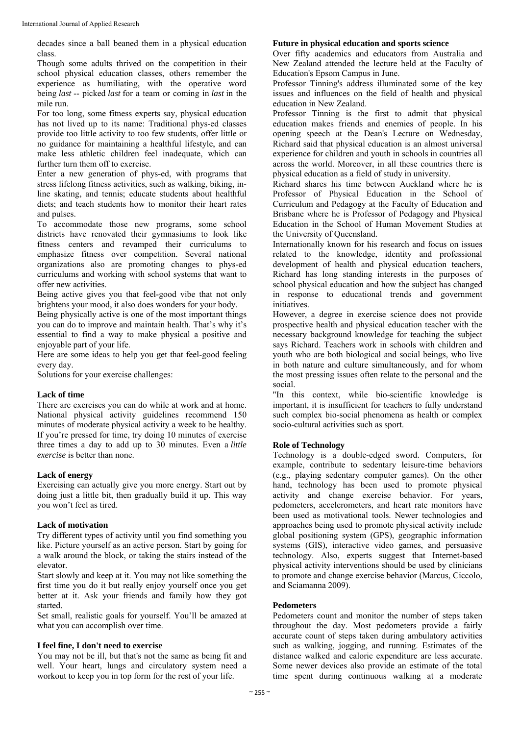decades since a ball beaned them in a physical education class.

Though some adults thrived on the competition in their school physical education classes, others remember the experience as humiliating, with the operative word being *last* -- picked *last* for a team or coming in *last* in the mile run.

For too long, some fitness experts say, physical education has not lived up to its name: Traditional phys-ed classes provide too little activity to too few students, offer little or no guidance for maintaining a healthful lifestyle, and can make less athletic children feel inadequate, which can further turn them off to exercise.

Enter a new generation of phys-ed, with programs that stress lifelong fitness activities, such as walking, biking, in-line skating, and tennis; educate students about healthful diets; and teach students how to monitor their heart rates and pulses.

To accommodate those new programs, some school districts have renovated their gymnasiums to look like fitness centers and revamped their curriculums to emphasize fitness over competition. Several national organizations also are promoting changes to phys-ed curriculums and working with school systems that want to offer new activities.

Being active gives you that feel-good vibe that not only brightens your mood, it also does wonders for your body.

Being physically active is one of the most important things you can do to improve and maintain health. That's why it's essential to find a way to make physical a positive and enjoyable part of your life.

Here are some ideas to help you get that feel-good feeling every day.

Solutions for your exercise challenges:

**Lack of time**

There are exercises you can do while at work and at home. National physical activity guidelines recommend 150 minutes of moderate physical activity a week to be healthy. If you're pressed for time, try doing 10 minutes of exercise three times a day to add up to 30 minutes. Even a *little exercise* is better than none.

**Lack of energy**

Exercising can actually give you more energy. Start out by doing just a little bit, then gradually build it up. This way you won't feel as tired.

**Lack of motivation**

Try different types of activity until you find something you like. Picture yourself as an active person. Start by going for a walk around the block, or taking the stairs instead of the elevator.

Start slowly and keep at it. You may not like something the first time you do it but really enjoy yourself once you get better at it. Ask your friends and family how they got started.

Set small, realistic goals for yourself. You'll be amazed at what you can accomplish over time.

**I feel fine, I don't need to exercise**

You may not be ill, but that's not the same as being fit and well. Your heart, lungs and circulatory system need a workout to keep you in top form for the rest of your life.

**Future in physical education and sports science**

Over fifty academics and educators from Australia and New Zealand attended the lecture held at the Faculty of Education's Epsom Campus in June.

Professor Tinning's address illuminated some of the key issues and influences on the field of health and physical education in New Zealand.

Professor Tinning is the first to admit that physical education makes friends and enemies of people. In his opening speech at the Dean's Lecture on Wednesday, Richard said that physical education is an almost universal experience for children and youth in schools in countries all across the world. Moreover, in all these countries there is physical education as a field of study in university.

Richard shares his time between Auckland where he is Professor of Physical Education in the School of Curriculum and Pedagogy at the Faculty of Education and Brisbane where he is Professor of Pedagogy and Physical Education in the School of Human Movement Studies at the University of Queensland.

Internationally known for his research and focus on issues related to the knowledge, identity and professional development of health and physical education teachers, Richard has long standing interests in the purposes of school physical education and how the subject has changed in response to educational trends and government initiatives.

However, a degree in exercise science does not provide prospective health and physical education teacher with the necessary background knowledge for teaching the subject says Richard. Teachers work in schools with children and youth who are both biological and social beings, who live in both nature and culture simultaneously, and for whom the most pressing issues often relate to the personal and the social.

"In this context, while bio-scientific knowledge is important, it is insufficient for teachers to fully understand such complex bio-social phenomena as health or complex socio-cultural activities such as sport.

**Role of Technology**

Technology is a double-edged sword. Computers, for example, contribute to sedentary leisure-time behaviors (e.g., playing sedentary computer games). On the other hand, technology has been used to promote physical activity and change exercise behavior. For years, pedometers, accelerometers, and heart rate monitors have been used as motivational tools. Newer technologies and approaches being used to promote physical activity include global positioning system (GPS), geographic information systems (GIS), interactive video games, and persuasive technology. Also, experts suggest that Internet-based physical activity interventions should be used by clinicians to promote and change exercise behavior (Marcus, Ciccolo, and Sciamanna 2009).

**Pedometers**

Pedometers count and monitor the number of steps taken throughout the day. Most pedometers provide a fairly accurate count of steps taken during ambulatory activities such as walking, jogging, and running. Estimates of the distance walked and caloric expenditure are less accurate. Some newer devices also provide an estimate of the total time spent during continuous walking at a moderate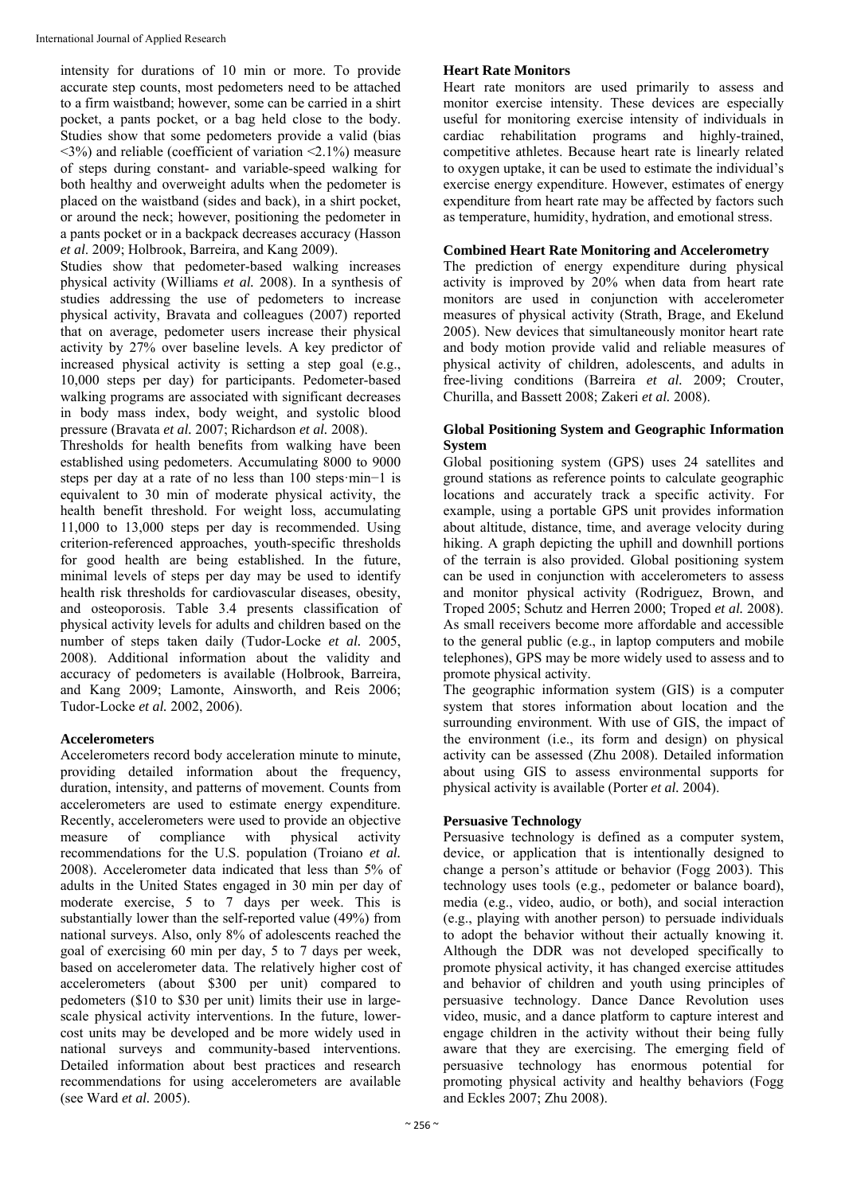intensity for durations of 10 min or more. To provide accurate step counts, most pedometers need to be attached to a firm waistband; however, some can be carried in a shirt pocket, a pants pocket, or a bag held close to the body. Studies show that some pedometers provide a valid (bias <3%) and reliable (coefficient of variation <2.1%) measure of steps during constant- and variable-speed walking for both healthy and overweight adults when the pedometer is placed on the waistband (sides and back), in a shirt pocket, or around the neck; however, positioning the pedometer in a pants pocket or in a backpack decreases accuracy (Hasson *et al.* 2009; Holbrook, Barreira, and Kang 2009).

Studies show that pedometer-based walking increases physical activity (Williams *et al.* 2008). In a synthesis of studies addressing the use of pedometers to increase physical activity, Bravata and colleagues (2007) reported that on average, pedometer users increase their physical activity by 27% over baseline levels. A key predictor of increased physical activity is setting a step goal (e.g., 10,000 steps per day) for participants. Pedometer-based walking programs are associated with significant decreases in body mass index, body weight, and systolic blood pressure (Bravata *et al.* 2007; Richardson *et al.* 2008).

Thresholds for health benefits from walking have been established using pedometers. Accumulating 8000 to 9000 steps per day at a rate of no less than 100 steps·min$^{-1}$ is equivalent to 30 min of moderate physical activity, the health benefit threshold. For weight loss, accumulating 11,000 to 13,000 steps per day is recommended. Using criterion-referenced approaches, youth-specific thresholds for good health are being established. In the future, minimal levels of steps per day may be used to identify health risk thresholds for cardiovascular diseases, obesity, and osteoporosis. Table 3.4 presents classification of physical activity levels for adults and children based on the number of steps taken daily (Tudor-Locke *et al.* 2005, 2008). Additional information about the validity and accuracy of pedometers is available (Holbrook, Barreira, and Kang 2009; Lamonte, Ainsworth, and Reis 2006; Tudor-Locke *et al.* 2002, 2006).

### Accelerometers

Accelerometers record body acceleration minute to minute, providing detailed information about the frequency, duration, intensity, and patterns of movement. Counts from accelerometers are used to estimate energy expenditure. Recently, accelerometers were used to provide an objective measure of compliance with physical activity recommendations for the U.S. population (Troiano *et al.* 2008). Accelerometer data indicated that less than 5% of adults in the United States engaged in 30 min per day of moderate exercise, 5 to 7 days per week. This is substantially lower than the self-reported value (49%) from national surveys. Also, only 8% of adolescents reached the goal of exercising 60 min per day, 5 to 7 days per week, based on accelerometer data. The relatively higher cost of accelerometers (about $300 per unit) compared to pedometers ($10 to $30 per unit) limits their use in large-scale physical activity interventions. In the future, lower-cost units may be developed and be more widely used in national surveys and community-based interventions. Detailed information about best practices and research recommendations for using accelerometers are available (see Ward *et al.* 2005).

### Heart Rate Monitors

Heart rate monitors are used primarily to assess and monitor exercise intensity. These devices are especially useful for monitoring exercise intensity of individuals in cardiac rehabilitation programs and highly-trained, competitive athletes. Because heart rate is linearly related to oxygen uptake, it can be used to estimate the individual's exercise energy expenditure. However, estimates of energy expenditure from heart rate may be affected by factors such as temperature, humidity, hydration, and emotional stress.

### Combined Heart Rate Monitoring and Accelerometry

The prediction of energy expenditure during physical activity is improved by 20% when data from heart rate monitors are used in conjunction with accelerometer measures of physical activity (Strath, Brage, and Ekelund 2005). New devices that simultaneously monitor heart rate and body motion provide valid and reliable measures of physical activity of children, adolescents, and adults in free-living conditions (Barreira *et al.* 2009; Crouter, Churilla, and Bassett 2008; Zakeri *et al.* 2008).

### Global Positioning System and Geographic Information System

Global positioning system (GPS) uses 24 satellites and ground stations as reference points to calculate geographic locations and accurately track a specific activity. For example, using a portable GPS unit provides information about altitude, distance, time, and average velocity during hiking. A graph depicting the uphill and downhill portions of the terrain is also provided. Global positioning system can be used in conjunction with accelerometers to assess and monitor physical activity (Rodriguez, Brown, and Troped 2005; Schutz and Herren 2000; Troped *et al.* 2008). As small receivers become more affordable and accessible to the general public (e.g., in laptop computers and mobile telephones), GPS may be more widely used to assess and to promote physical activity.

The geographic information system (GIS) is a computer system that stores information about location and the surrounding environment. With use of GIS, the impact of the environment (i.e., its form and design) on physical activity can be assessed (Zhu 2008). Detailed information about using GIS to assess environmental supports for physical activity is available (Porter *et al.* 2004).

### Persuasive Technology

Persuasive technology is defined as a computer system, device, or application that is intentionally designed to change a person's attitude or behavior (Fogg 2003). This technology uses tools (e.g., pedometer or balance board), media (e.g., video, audio, or both), and social interaction (e.g., playing with another person) to persuade individuals to adopt the behavior without their actually knowing it. Although the DDR was not developed specifically to promote physical activity, it has changed exercise attitudes and behavior of children and youth using principles of persuasive technology. Dance Dance Revolution uses video, music, and a dance platform to capture interest and engage children in the activity without their being fully aware that they are exercising. The emerging field of persuasive technology has enormous potential for promoting physical activity and healthy behaviors (Fogg and Eckles 2007; Zhu 2008).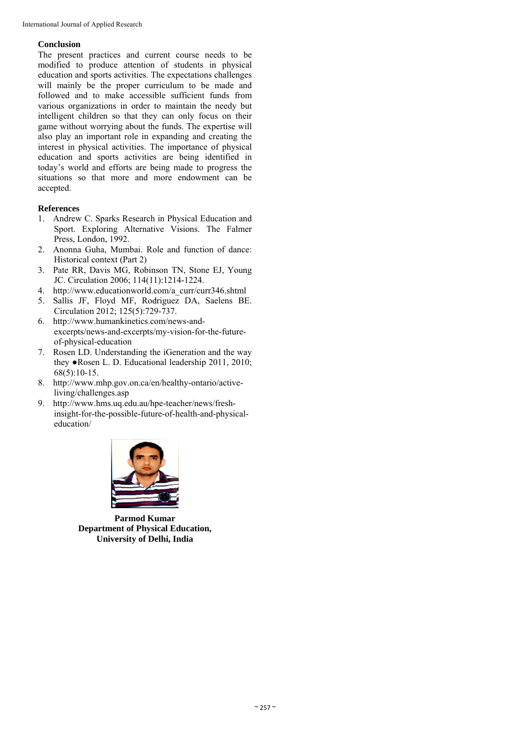## Conclusion

The present practices and current course needs to be modified to produce attention of students in physical education and sports activities. The expectations challenges will mainly be the proper curriculum to be made and followed and to make accessible sufficient funds from various organizations in order to maintain the needy but intelligent children so that they can only focus on their game without worrying about the funds. The expertise will also play an important role in expanding and creating the interest in physical activities. The importance of physical education and sports activities are being identified in today's world and efforts are being made to progress the situations so that more and more endowment can be accepted.

## References

1. Andrew C. Sparks Research in Physical Education and Sport. Exploring Alternative Visions. The Falmer Press, London, 1992.
2. Anonna Guha, Mumbai. Role and function of dance: Historical context (Part 2)
3. Pate RR, Davis MG, Robinson TN, Stone EJ, Young JC. Circulation 2006; 114(11):1214-1224.
4. http://www.educationworld.com/a_curr/curr346.shtml
5. Sallis JF, Floyd MF, Rodriguez DA, Saelens BE. Circulation 2012; 125(5):729-737.
6. http://www.humankinetics.com/news-and-excerpts/news-and-excerpts/my-vision-for-the-future-of-physical-education
7. Rosen LD. Understanding the iGeneration and the way they ●Rosen L. D. Educational leadership 2011, 2010; 68(5):10-15.
8. http://www.mhp.gov.on.ca/en/healthy-ontario/active-living/challenges.asp
9. http://www.hms.uq.edu.au/hpe-teacher/news/fresh-insight-for-the-possible-future-of-health-and-physical-education/

**Parmod Kumar**
**Department of Physical Education, University of Delhi, India**